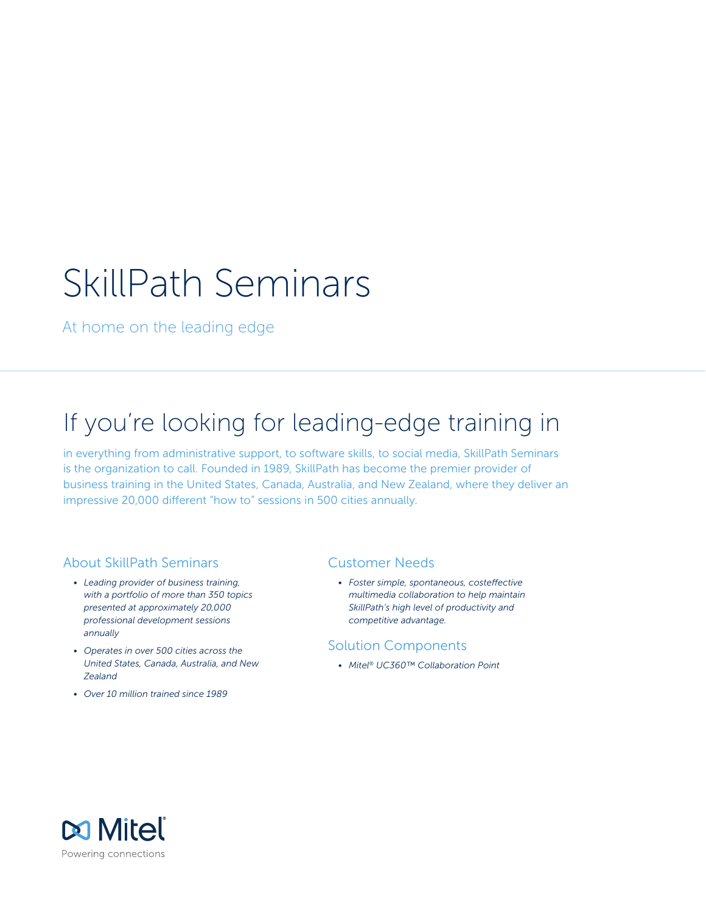# SkillPath Seminars

At home on the leading edge

## If you're looking for leading-edge training in

in everything from administrative support, to software skills, to social media, SkillPath Seminars is the organization to call. Founded in 1989, SkillPath has become the premier provider of business training in the United States, Canada, Australia, and New Zealand, where they deliver an impressive 20,000 different "how to" sessions in 500 cities annually.

### About SkillPath Seminars

- *Leading provider of business training, with a portfolio of more than 350 topics presented at approximately 20,000 professional development sessions annually*
- *Operates in over 500 cities across the United States, Canada, Australia, and New Zealand*
- *Over 10 million trained since 1989*

### Customer Needs

- *Foster simple, spontaneous, costeffective multimedia collaboration to help maintain SkillPath's high level of productivity and competitive advantage.*

### Solution Components

- *Mitel® UC360™ Collaboration Point*

Mitel

Powering connections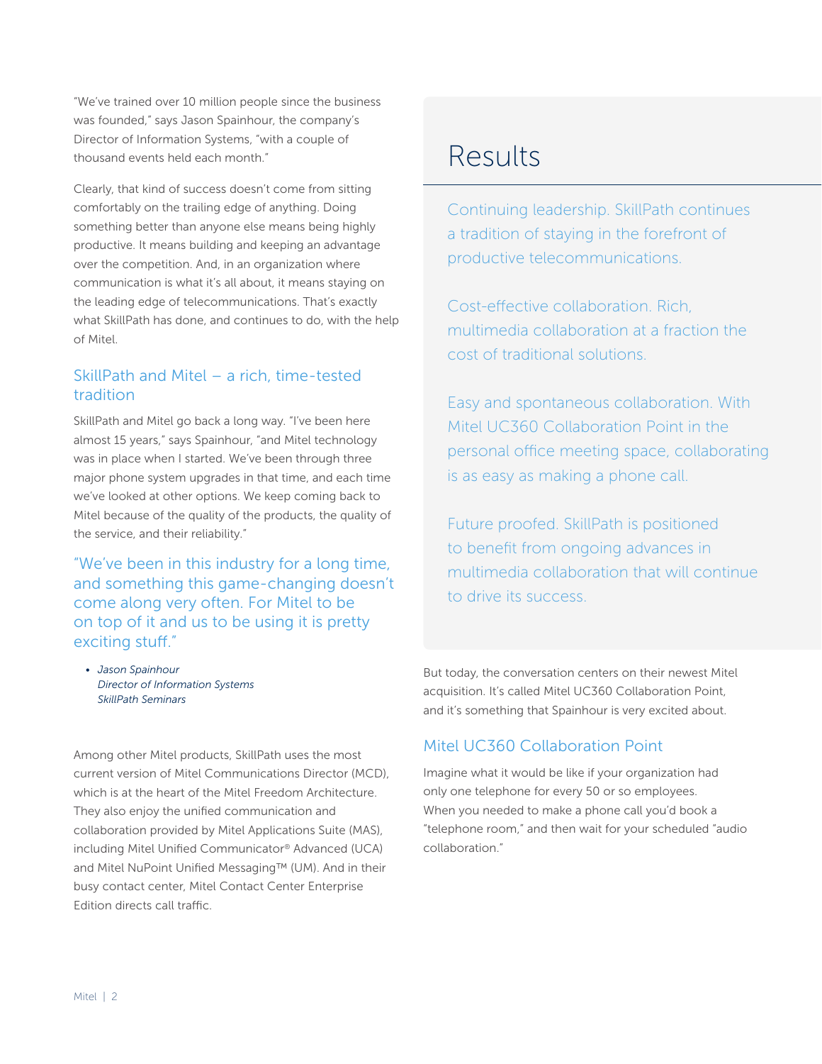"We've trained over 10 million people since the business was founded," says Jason Spainhour, the company's Director of Information Systems, "with a couple of thousand events held each month."

Clearly, that kind of success doesn't come from sitting comfortably on the trailing edge of anything. Doing something better than anyone else means being highly productive. It means building and keeping an advantage over the competition. And, in an organization where communication is what it's all about, it means staying on the leading edge of telecommunications. That's exactly what SkillPath has done, and continues to do, with the help of Mitel.

## SkillPath and Mitel – a rich, time-tested tradition

SkillPath and Mitel go back a long way. "I've been here almost 15 years," says Spainhour, "and Mitel technology was in place when I started. We've been through three major phone system upgrades in that time, and each time we've looked at other options. We keep coming back to Mitel because of the quality of the products, the quality of the service, and their reliability."

> "We've been in this industry for a long time, and something this game-changing doesn't come along very often. For Mitel to be on top of it and us to be using it is pretty exciting stuff."

- *Jason Spainhour*
  *Director of Information Systems*
  *SkillPath Seminars*

Among other Mitel products, SkillPath uses the most current version of Mitel Communications Director (MCD), which is at the heart of the Mitel Freedom Architecture. They also enjoy the unified communication and collaboration provided by Mitel Applications Suite (MAS), including Mitel Unified Communicator® Advanced (UCA) and Mitel NuPoint Unified Messaging™ (UM). And in their busy contact center, Mitel Contact Center Enterprise Edition directs call traffic.

## Results

Continuing leadership. SkillPath continues a tradition of staying in the forefront of productive telecommunications.

Cost-effective collaboration. Rich, multimedia collaboration at a fraction the cost of traditional solutions.

Easy and spontaneous collaboration. With Mitel UC360 Collaboration Point in the personal office meeting space, collaborating is as easy as making a phone call.

Future proofed. SkillPath is positioned to benefit from ongoing advances in multimedia collaboration that will continue to drive its success.

But today, the conversation centers on their newest Mitel acquisition. It's called Mitel UC360 Collaboration Point, and it's something that Spainhour is very excited about.

## Mitel UC360 Collaboration Point

Imagine what it would be like if your organization had only one telephone for every 50 or so employees. When you needed to make a phone call you'd book a "telephone room," and then wait for your scheduled "audio collaboration."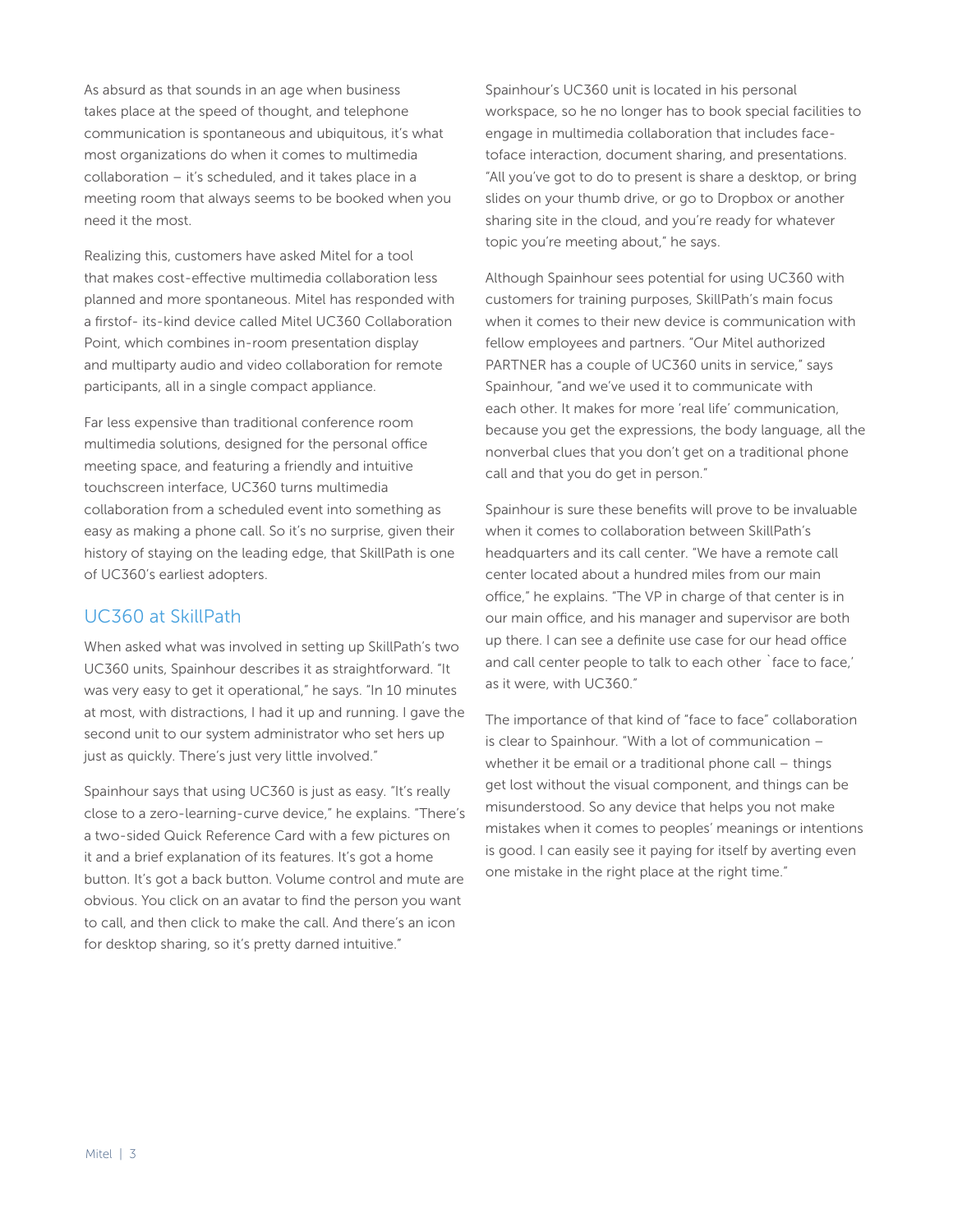As absurd as that sounds in an age when business takes place at the speed of thought, and telephone communication is spontaneous and ubiquitous, it's what most organizations do when it comes to multimedia collaboration – it's scheduled, and it takes place in a meeting room that always seems to be booked when you need it the most.

Realizing this, customers have asked Mitel for a tool that makes cost-effective multimedia collaboration less planned and more spontaneous. Mitel has responded with a firstof- its-kind device called Mitel UC360 Collaboration Point, which combines in-room presentation display and multiparty audio and video collaboration for remote participants, all in a single compact appliance.

Far less expensive than traditional conference room multimedia solutions, designed for the personal office meeting space, and featuring a friendly and intuitive touchscreen interface, UC360 turns multimedia collaboration from a scheduled event into something as easy as making a phone call. So it's no surprise, given their history of staying on the leading edge, that SkillPath is one of UC360's earliest adopters.

## UC360 at SkillPath

When asked what was involved in setting up SkillPath's two UC360 units, Spainhour describes it as straightforward. "It was very easy to get it operational," he says. "In 10 minutes at most, with distractions, I had it up and running. I gave the second unit to our system administrator who set hers up just as quickly. There's just very little involved."

Spainhour says that using UC360 is just as easy. "It's really close to a zero-learning-curve device," he explains. "There's a two-sided Quick Reference Card with a few pictures on it and a brief explanation of its features. It's got a home button. It's got a back button. Volume control and mute are obvious. You click on an avatar to find the person you want to call, and then click to make the call. And there's an icon for desktop sharing, so it's pretty darned intuitive."

Spainhour's UC360 unit is located in his personal workspace, so he no longer has to book special facilities to engage in multimedia collaboration that includes face-toface interaction, document sharing, and presentations. "All you've got to do to present is share a desktop, or bring slides on your thumb drive, or go to Dropbox or another sharing site in the cloud, and you're ready for whatever topic you're meeting about," he says.

Although Spainhour sees potential for using UC360 with customers for training purposes, SkillPath's main focus when it comes to their new device is communication with fellow employees and partners. "Our Mitel authorized PARTNER has a couple of UC360 units in service," says Spainhour, "and we've used it to communicate with each other. It makes for more 'real life' communication, because you get the expressions, the body language, all the nonverbal clues that you don't get on a traditional phone call and that you do get in person."

Spainhour is sure these benefits will prove to be invaluable when it comes to collaboration between SkillPath's headquarters and its call center. "We have a remote call center located about a hundred miles from our main office," he explains. "The VP in charge of that center is in our main office, and his manager and supervisor are both up there. I can see a definite use case for our head office and call center people to talk to each other `face to face,' as it were, with UC360."

The importance of that kind of "face to face" collaboration is clear to Spainhour. "With a lot of communication – whether it be email or a traditional phone call – things get lost without the visual component, and things can be misunderstood. So any device that helps you not make mistakes when it comes to peoples' meanings or intentions is good. I can easily see it paying for itself by averting even one mistake in the right place at the right time."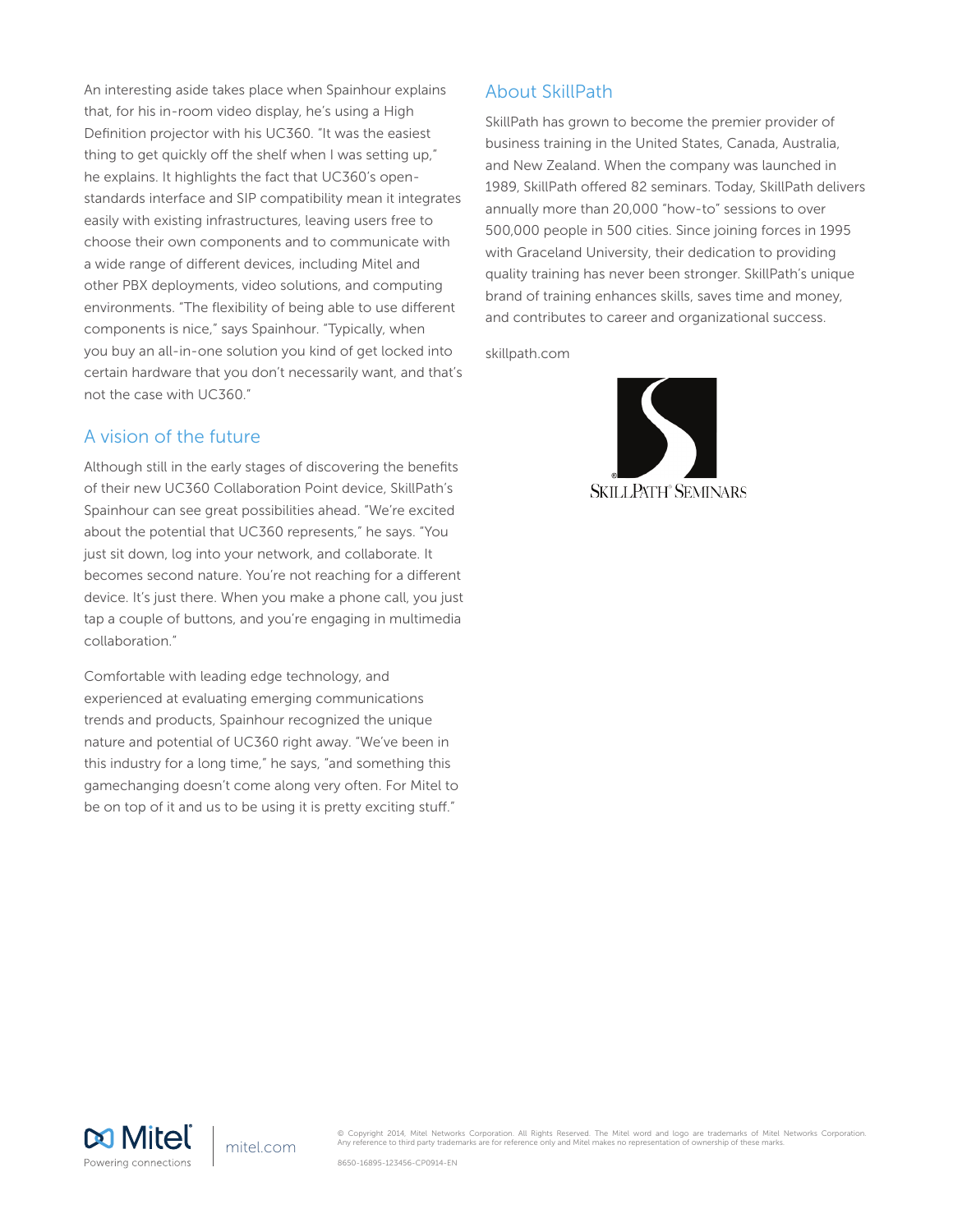An interesting aside takes place when Spainhour explains that, for his in-room video display, he's using a High Definition projector with his UC360. "It was the easiest thing to get quickly off the shelf when I was setting up," he explains. It highlights the fact that UC360's open-standards interface and SIP compatibility mean it integrates easily with existing infrastructures, leaving users free to choose their own components and to communicate with a wide range of different devices, including Mitel and other PBX deployments, video solutions, and computing environments. "The flexibility of being able to use different components is nice," says Spainhour. "Typically, when you buy an all-in-one solution you kind of get locked into certain hardware that you don't necessarily want, and that's not the case with UC360."

## A vision of the future

Although still in the early stages of discovering the benefits of their new UC360 Collaboration Point device, SkillPath's Spainhour can see great possibilities ahead. "We're excited about the potential that UC360 represents," he says. "You just sit down, log into your network, and collaborate. It becomes second nature. You're not reaching for a different device. It's just there. When you make a phone call, you just tap a couple of buttons, and you're engaging in multimedia collaboration."

Comfortable with leading edge technology, and experienced at evaluating emerging communications trends and products, Spainhour recognized the unique nature and potential of UC360 right away. "We've been in this industry for a long time," he says, "and something this gamechanging doesn't come along very often. For Mitel to be on top of it and us to be using it is pretty exciting stuff."

## About SkillPath

SkillPath has grown to become the premier provider of business training in the United States, Canada, Australia, and New Zealand. When the company was launched in 1989, SkillPath offered 82 seminars. Today, SkillPath delivers annually more than 20,000 "how-to" sessions to over 500,000 people in 500 cities. Since joining forces in 1995 with Graceland University, their dedication to providing quality training has never been stronger. SkillPath's unique brand of training enhances skills, saves time and money, and contributes to career and organizational success.

skillpath.com

SkillPath® Seminars

Mitel
Powering connections

mitel.com

© Copyright 2014, Mitel Networks Corporation. All Rights Reserved. The Mitel word and logo are trademarks of Mitel Networks Corporation. Any reference to third party trademarks are for reference only and Mitel makes no representation of ownership of these marks.

8650-16895-123456-CP0914-EN